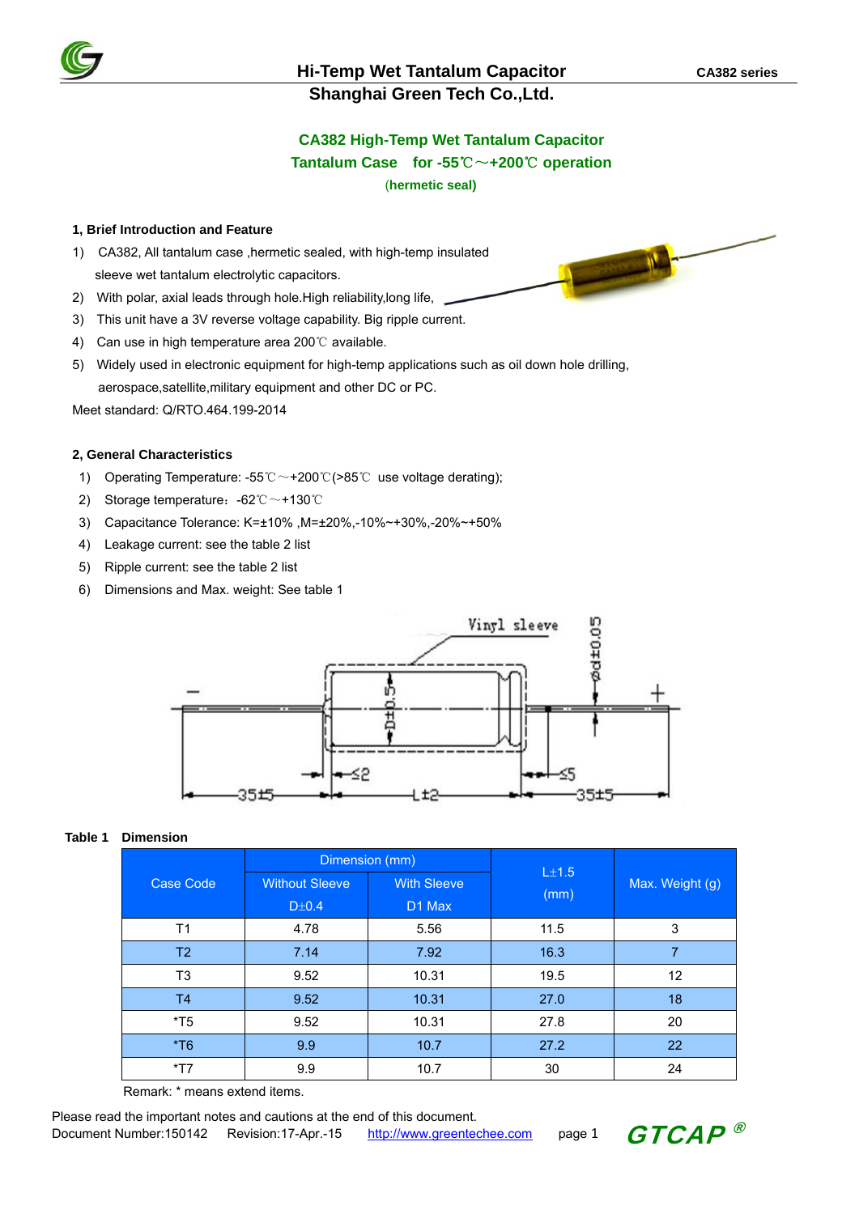# CA382 High-Temp Wet Tantalum Capacitor

## Tantalum Case for -55℃～+200℃ operation

(hermetic seal)

### 1, Brief Introduction and Feature

1) CA382, All tantalum case ,hermetic sealed, with high-temp insulated sleeve wet tantalum electrolytic capacitors.
2) With polar, axial leads through hole.High reliability,long life,
3) This unit have a 3V reverse voltage capability. Big ripple current.
4) Can use in high temperature area 200℃ available.
5) Widely used in electronic equipment for high-temp applications such as oil down hole drilling, aerospace,satellite,military equipment and other DC or PC.

Meet standard: Q/RTO.464.199-2014

### 2, General Characteristics

1) Operating Temperature: -55℃～+200℃(>85℃ use voltage derating);
2) Storage temperature：-62℃～+130℃
3) Capacitance Tolerance: K=±10% ,M=±20%,-10%~+30%,-20%~+50%
4) Leakage current: see the table 2 list
5) Ripple current: see the table 2 list
6) Dimensions and Max. weight: See table 1

Vinyl sleeve
Φd±0.05
−
+
D±0.5
≤2
≤5
35±5
L±2
35±5

**Table 1 Dimension**

| Case Code | Dimension (mm) | | L±1.5 (mm) | Max. Weight (g) |
|---|---|---|---|---|
| | Without Sleeve D±0.4 | With Sleeve D1 Max | | |
| T1 | 4.78 | 5.56 | 11.5 | 3 |
| T2 | 7.14 | 7.92 | 16.3 | 7 |
| T3 | 9.52 | 10.31 | 19.5 | 12 |
| T4 | 9.52 | 10.31 | 27.0 | 18 |
| *T5 | 9.52 | 10.31 | 27.8 | 20 |
| *T6 | 9.9 | 10.7 | 27.2 | 22 |
| *T7 | 9.9 | 10.7 | 30 | 24 |

Remark: * means extend items.

Please read the important notes and cautions at the end of this document.
Document Number:150142 Revision:17-Apr.-15 http://www.greentechee.com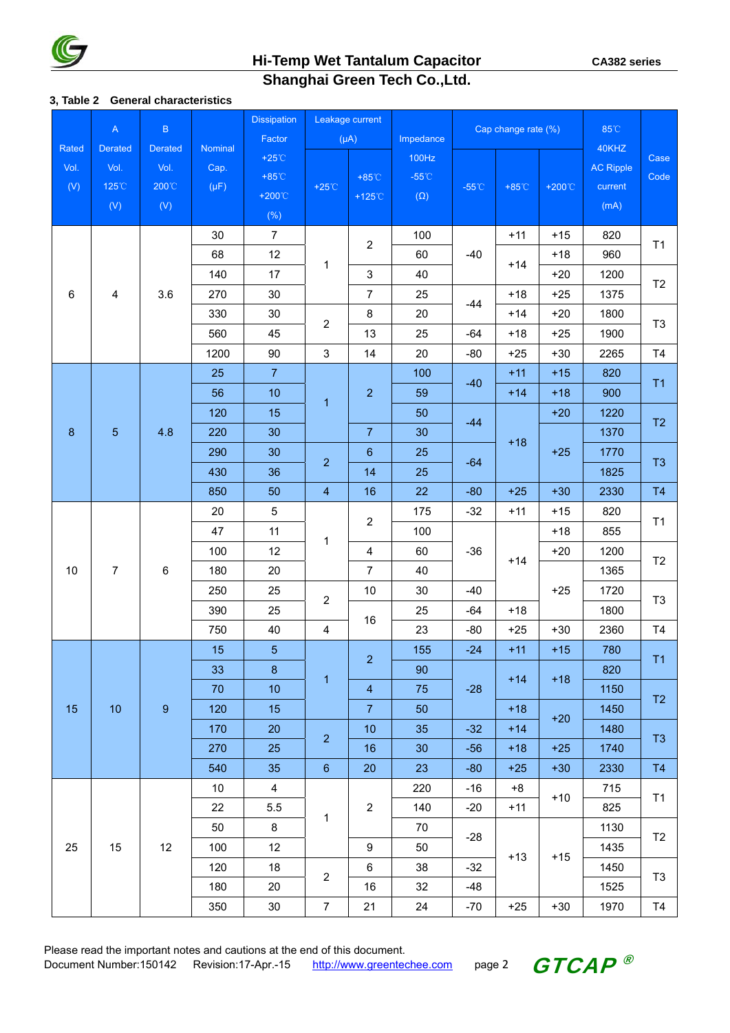### 3, Table 2 General characteristics

| Rated Vol. (V) | A Derated Vol. 125℃ (V) | B Derated Vol. 200℃ (V) | Nominal Cap. (µF) | Dissipation Factor +25℃ +85℃ +200℃ (%) | Leakage current (µA) | | Impedance 100Hz -55℃ (Ω) | Cap change rate (%) | | | 85℃ 40KHZ AC Ripple current (mA) | Case Code |
|---|---|---|---|---|---|---|---|---|---|---|---|---|
| | | | | | +25℃ | +85℃ +125℃ | | -55℃ | +85℃ | +200℃ | | |
| 6 | 4 | 3.6 | 30 | 7 | 1 | 2 | 100 | -40 | +11 | +15 | 820 | T1 |
| | | | 68 | 12 | | | 60 | | +14 | +18 | 960 | |
| | | | 140 | 17 | | 3 | 40 | | | +20 | 1200 | T2 |
| | | | 270 | 30 | | 7 | 25 | -44 | +18 | +25 | 1375 | |
| | | | 330 | 30 | 2 | 8 | 20 | | +14 | +20 | 1800 | T3 |
| | | | 560 | 45 | | 13 | 25 | -64 | +18 | +25 | 1900 | |
| | | | 1200 | 90 | 3 | 14 | 20 | -80 | +25 | +30 | 2265 | T4 |
| 8 | 5 | 4.8 | 25 | 7 | 1 | 2 | 100 | -40 | +11 | +15 | 820 | T1 |
| | | | 56 | 10 | | | 59 | | +14 | +18 | 900 | |
| | | | 120 | 15 | | | 50 | -44 | +18 | +20 | 1220 | T2 |
| | | | 220 | 30 | | 7 | 30 | | | +25 | 1370 | |
| | | | 290 | 30 | 2 | 6 | 25 | -64 | | | 1770 | T3 |
| | | | 430 | 36 | | 14 | 25 | | | | 1825 | |
| | | | 850 | 50 | 4 | 16 | 22 | -80 | +25 | +30 | 2330 | T4 |
| 10 | 7 | 6 | 20 | 5 | 1 | 2 | 175 | -32 | +11 | +15 | 820 | T1 |
| | | | 47 | 11 | | | 100 | -36 | +14 | +18 | 855 | |
| | | | 100 | 12 | | 4 | 60 | | | +20 | 1200 | T2 |
| | | | 180 | 20 | | 7 | 40 | | | +25 | 1365 | |
| | | | 250 | 25 | 2 | 10 | 30 | -40 | | | 1720 | T3 |
| | | | 390 | 25 | | 16 | 25 | -64 | +18 | | 1800 | |
| | | | 750 | 40 | 4 | | 23 | -80 | +25 | +30 | 2360 | T4 |
| 15 | 10 | 9 | 15 | 5 | 1 | 2 | 155 | -24 | +11 | +15 | 780 | T1 |
| | | | 33 | 8 | | | 90 | -28 | +14 | +18 | 820 | |
| | | | 70 | 10 | | 4 | 75 | | | | 1150 | T2 |
| | | | 120 | 15 | | 7 | 50 | | +18 | +20 | 1450 | |
| | | | 170 | 20 | 2 | 10 | 35 | -32 | +14 | | 1480 | T3 |
| | | | 270 | 25 | | 16 | 30 | -56 | +18 | +25 | 1740 | |
| | | | 540 | 35 | 6 | 20 | 23 | -80 | +25 | +30 | 2330 | T4 |
| 25 | 15 | 12 | 10 | 4 | 1 | 2 | 220 | -16 | +8 | +10 | 715 | T1 |
| | | | 22 | 5.5 | | | 140 | -20 | +11 | | 825 | |
| | | | 50 | 8 | | | 70 | -28 | +13 | +15 | 1130 | T2 |
| | | | 100 | 12 | | 9 | 50 | | | | 1435 | |
| | | | 120 | 18 | 2 | 6 | 38 | -32 | | | 1450 | T3 |
| | | | 180 | 20 | | 16 | 32 | -48 | | | 1525 | |
| | | | 350 | 30 | 7 | 21 | 24 | -70 | +25 | +30 | 1970 | T4 |

Please read the important notes and cautions at the end of this document.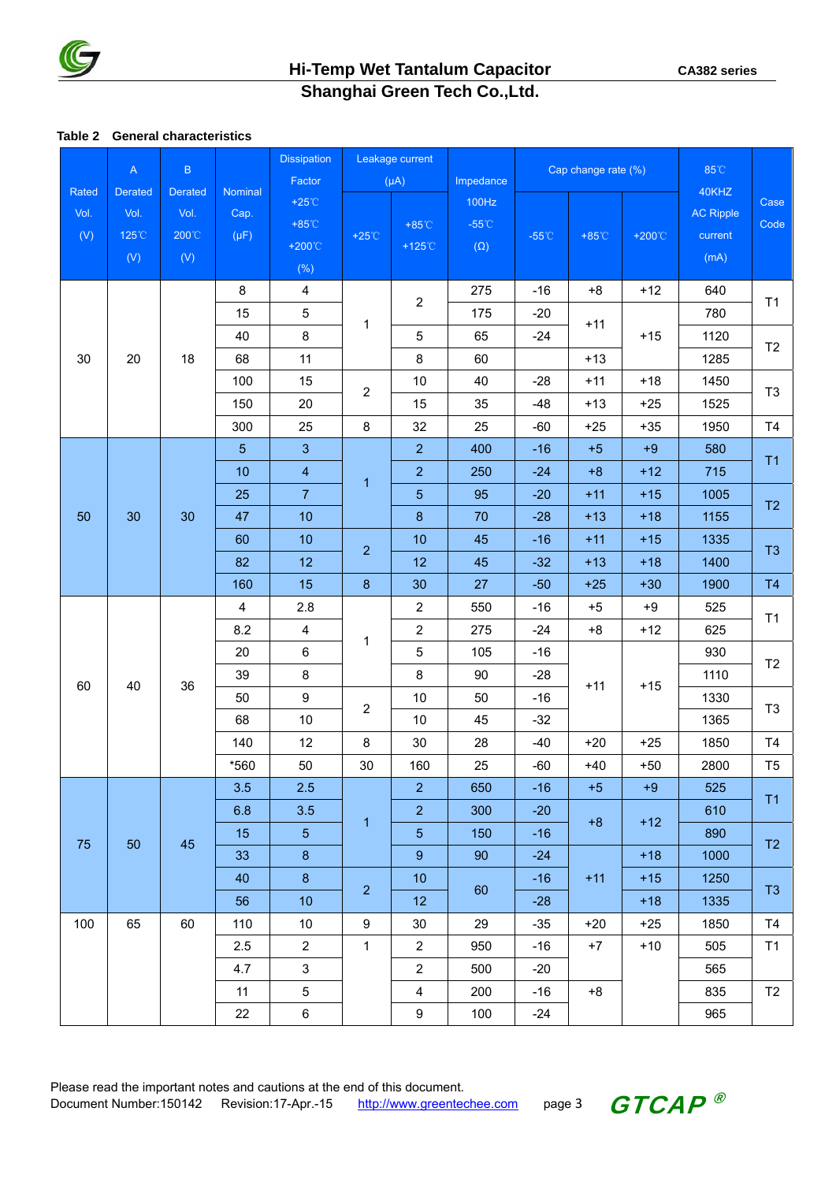**Table 2 General characteristics**

| Rated Vol. (V) | A Derated Vol. 125℃ (V) | B Derated Vol. 200℃ (V) | Nominal Cap. (μF) | Dissipation Factor +25℃ +85℃ +200℃ (%) | Leakage current (μA) | | Impedance 100Hz -55℃ (Ω) | Cap change rate (%) | | | 85℃ 40KHZ AC Ripple current (mA) | Case Code |
|---|---|---|---|---|---|---|---|---|---|---|---|---|
| | | | | | +25℃ | +85℃ +125℃ | | -55℃ | +85℃ | +200℃ | | |
| 30 | 20 | 18 | 8 | 4 | 1 | 2 | 275 | -16 | +8 | +12 | 640 | T1 |
| | | | 15 | 5 | | | 175 | -20 | +11 | +15 | 780 | |
| | | | 40 | 8 | | 5 | 65 | -24 | | | 1120 | T2 |
| | | | 68 | 11 | | 8 | 60 | | +13 | | 1285 | |
| | | | 100 | 15 | 2 | 10 | 40 | -28 | +11 | +18 | 1450 | T3 |
| | | | 150 | 20 | | 15 | 35 | -48 | +13 | +25 | 1525 | |
| | | | 300 | 25 | 8 | 32 | 25 | -60 | +25 | +35 | 1950 | T4 |
| 50 | 30 | 30 | 5 | 3 | 1 | 2 | 400 | -16 | +5 | +9 | 580 | T1 |
| | | | 10 | 4 | | 2 | 250 | -24 | +8 | +12 | 715 | |
| | | | 25 | 7 | | 5 | 95 | -20 | +11 | +15 | 1005 | T2 |
| | | | 47 | 10 | | 8 | 70 | -28 | +13 | +18 | 1155 | |
| | | | 60 | 10 | 2 | 10 | 45 | -16 | +11 | +15 | 1335 | T3 |
| | | | 82 | 12 | | 12 | 45 | -32 | +13 | +18 | 1400 | |
| | | | 160 | 15 | 8 | 30 | 27 | -50 | +25 | +30 | 1900 | T4 |
| 60 | 40 | 36 | 4 | 2.8 | 1 | 2 | 550 | -16 | +5 | +9 | 525 | T1 |
| | | | 8.2 | 4 | | 2 | 275 | -24 | +8 | +12 | 625 | |
| | | | 20 | 6 | | 5 | 105 | -16 | +11 | +15 | 930 | T2 |
| | | | 39 | 8 | | 8 | 90 | -28 | | | 1110 | |
| | | | 50 | 9 | 2 | 10 | 50 | -16 | | | 1330 | T3 |
| | | | 68 | 10 | | 10 | 45 | -32 | | | 1365 | |
| | | | 140 | 12 | 8 | 30 | 28 | -40 | +20 | +25 | 1850 | T4 |
| | | | *560 | 50 | 30 | 160 | 25 | -60 | +40 | +50 | 2800 | T5 |
| 75 | 50 | 45 | 3.5 | 2.5 | 1 | 2 | 650 | -16 | +5 | +9 | 525 | T1 |
| | | | 6.8 | 3.5 | | 2 | 300 | -20 | +8 | +12 | 610 | |
| | | | 15 | 5 | | 5 | 150 | -16 | | | 890 | T2 |
| | | | 33 | 8 | | 9 | 90 | -24 | +11 | +18 | 1000 | |
| | | | 40 | 8 | 2 | 10 | 60 | -16 | | +15 | 1250 | T3 |
| | | | 56 | 10 | | 12 | | -28 | | +18 | 1335 | |
| 100 | 65 | 60 | 110 | 10 | 9 | 30 | 29 | -35 | +20 | +25 | 1850 | T4 |
| | | | 2.5 | 2 | 1 | 2 | 950 | -16 | +7 | +10 | 505 | T1 |
| | | | 4.7 | 3 | | 2 | 500 | -20 | | | 565 | |
| | | | 11 | 5 | | 4 | 200 | -16 | +8 | | 835 | T2 |
| | | | 22 | 6 | | 9 | 100 | -24 | | | 965 | |

Please read the important notes and cautions at the end of this document.
Document Number:150142 Revision:17-Apr.-15 http://www.greentechee.com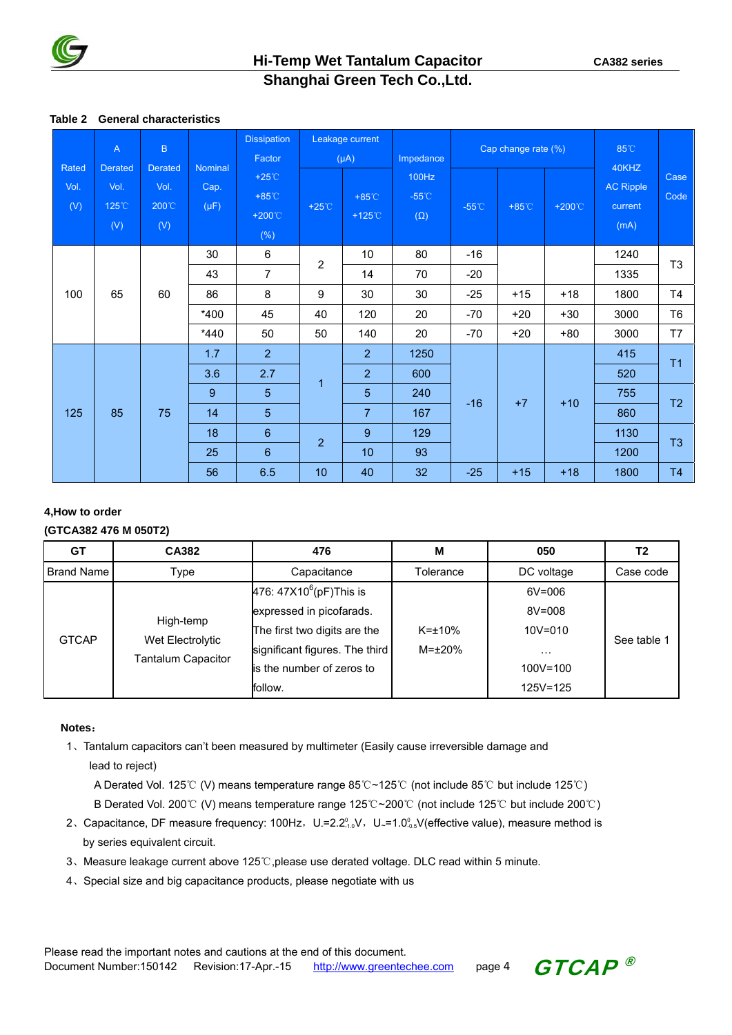**Table 2 General characteristics**

| Rated Vol. (V) | A Derated Vol. 125℃ (V) | B Derated Vol. 200℃ (V) | Nominal Cap. (μF) | Dissipation Factor +25℃ +85℃ +200℃ (%) | Leakage current (μA) | | Impedance 100Hz -55℃ (Ω) | Cap change rate (%) | | | 85℃ 40KHZ AC Ripple current (mA) | Case Code |
|---|---|---|---|---|---|---|---|---|---|---|---|---|
| | | | | | +25℃ | +85℃ +125℃ | | -55℃ | +85℃ | +200℃ | | |
| 100 | 65 | 60 | 30 | 6 | 2 | 10 | 80 | -16 | | | 1240 | T3 |
| | | | 43 | 7 | | 14 | 70 | -20 | | | 1335 | |
| | | | 86 | 8 | 9 | 30 | 30 | -25 | +15 | +18 | 1800 | T4 |
| | | | *400 | 45 | 40 | 120 | 20 | -70 | +20 | +30 | 3000 | T6 |
| | | | *440 | 50 | 50 | 140 | 20 | -70 | +20 | +80 | 3000 | T7 |
| 125 | 85 | 75 | 1.7 | 2 | 1 | 2 | 1250 | -16 | +7 | +10 | 415 | T1 |
| | | | 3.6 | 2.7 | | 2 | 600 | | | | 520 | |
| | | | 9 | 5 | | 5 | 240 | | | | 755 | T2 |
| | | | 14 | 5 | | 7 | 167 | | | | 860 | |
| | | | 18 | 6 | 2 | 9 | 129 | | | | 1130 | T3 |
| | | | 25 | 6 | | 10 | 93 | | | | 1200 | |
| | | | 56 | 6.5 | 10 | 40 | 32 | -25 | +15 | +18 | 1800 | T4 |

**4,How to order**

**(GTCA382 476 M 050T2)**

| GT | CA382 | 476 | M | 050 | T2 |
|---|---|---|---|---|---|
| Brand Name | Type | Capacitance | Tolerance | DC voltage | Case code |
| GTCAP | High-temp Wet Electrolytic Tantalum Capacitor | 476: $47X10^6$(pF)This is expressed in picofarads. The first two digits are the significant figures. The third is the number of zeros to follow. | K=±10% M=±20% | 6V=006 8V=008 10V=010 … 100V=100 125V=125 | See table 1 |

**Notes:**

1、Tantalum capacitors can't been measured by multimeter (Easily cause irreversible damage and lead to reject)

A Derated Vol. 125℃ (V) means temperature range 85℃~125℃ (not include 85℃ but include 125℃)

B Derated Vol. 200℃ (V) means temperature range 125℃~200℃ (not include 125℃ but include 200℃)

2、Capacitance, DF measure frequency: 100Hz, $U_=2.2^{0}_{-1.0}$V, $U_{\sim}=1.0^{0}_{-0.5}$V(effective value), measure method is by series equivalent circuit.

3、Measure leakage current above 125℃,please use derated voltage. DLC read within 5 minute.

4、Special size and big capacitance products, please negotiate with us

Please read the important notes and cautions at the end of this document.
Document Number:150142 Revision:17-Apr.-15 http://www.greentechee.com